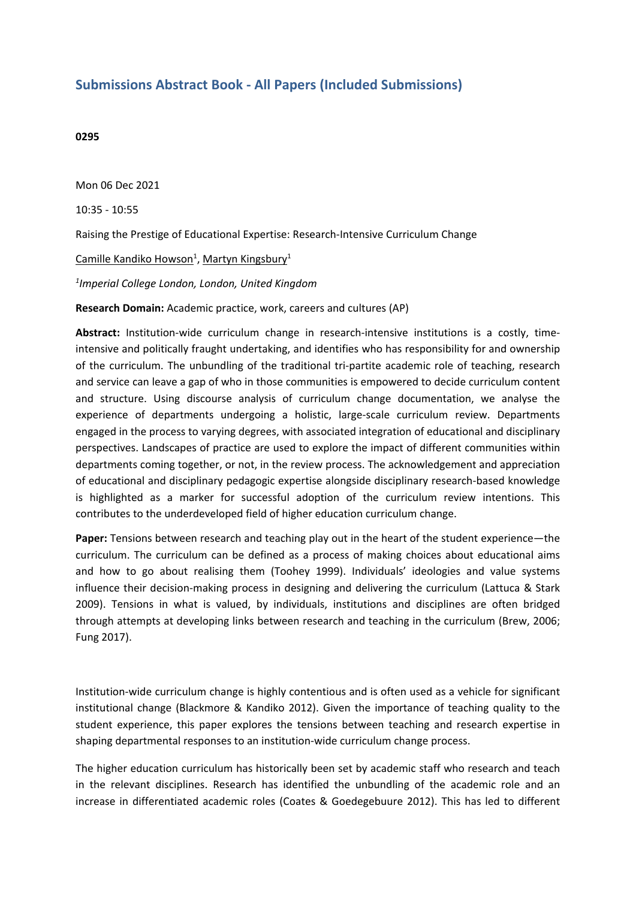## Submissions Abstract Book - All Papers (Included Submissions)

**0295**

Mon 06 Dec 2021

10:35 - 10:55

Raising the Prestige of Educational Expertise: Research-Intensive Curriculum Change

Camille Kandiko Howson[1], Martyn Kingsbury[1]

*[1]Imperial College London, London, United Kingdom*

**Research Domain:** Academic practice, work, careers and cultures (AP)

**Abstract:** Institution-wide curriculum change in research-intensive institutions is a costly, time-intensive and politically fraught undertaking, and identifies who has responsibility for and ownership of the curriculum. The unbundling of the traditional tri-partite academic role of teaching, research and service can leave a gap of who in those communities is empowered to decide curriculum content and structure. Using discourse analysis of curriculum change documentation, we analyse the experience of departments undergoing a holistic, large-scale curriculum review. Departments engaged in the process to varying degrees, with associated integration of educational and disciplinary perspectives. Landscapes of practice are used to explore the impact of different communities within departments coming together, or not, in the review process. The acknowledgement and appreciation of educational and disciplinary pedagogic expertise alongside disciplinary research-based knowledge is highlighted as a marker for successful adoption of the curriculum review intentions. This contributes to the underdeveloped field of higher education curriculum change.

**Paper:** Tensions between research and teaching play out in the heart of the student experience—the curriculum. The curriculum can be defined as a process of making choices about educational aims and how to go about realising them (Toohey 1999). Individuals' ideologies and value systems influence their decision-making process in designing and delivering the curriculum (Lattuca & Stark 2009). Tensions in what is valued, by individuals, institutions and disciplines are often bridged through attempts at developing links between research and teaching in the curriculum (Brew, 2006; Fung 2017).

Institution-wide curriculum change is highly contentious and is often used as a vehicle for significant institutional change (Blackmore & Kandiko 2012). Given the importance of teaching quality to the student experience, this paper explores the tensions between teaching and research expertise in shaping departmental responses to an institution-wide curriculum change process.

The higher education curriculum has historically been set by academic staff who research and teach in the relevant disciplines. Research has identified the unbundling of the academic role and an increase in differentiated academic roles (Coates & Goedegebuure 2012). This has led to different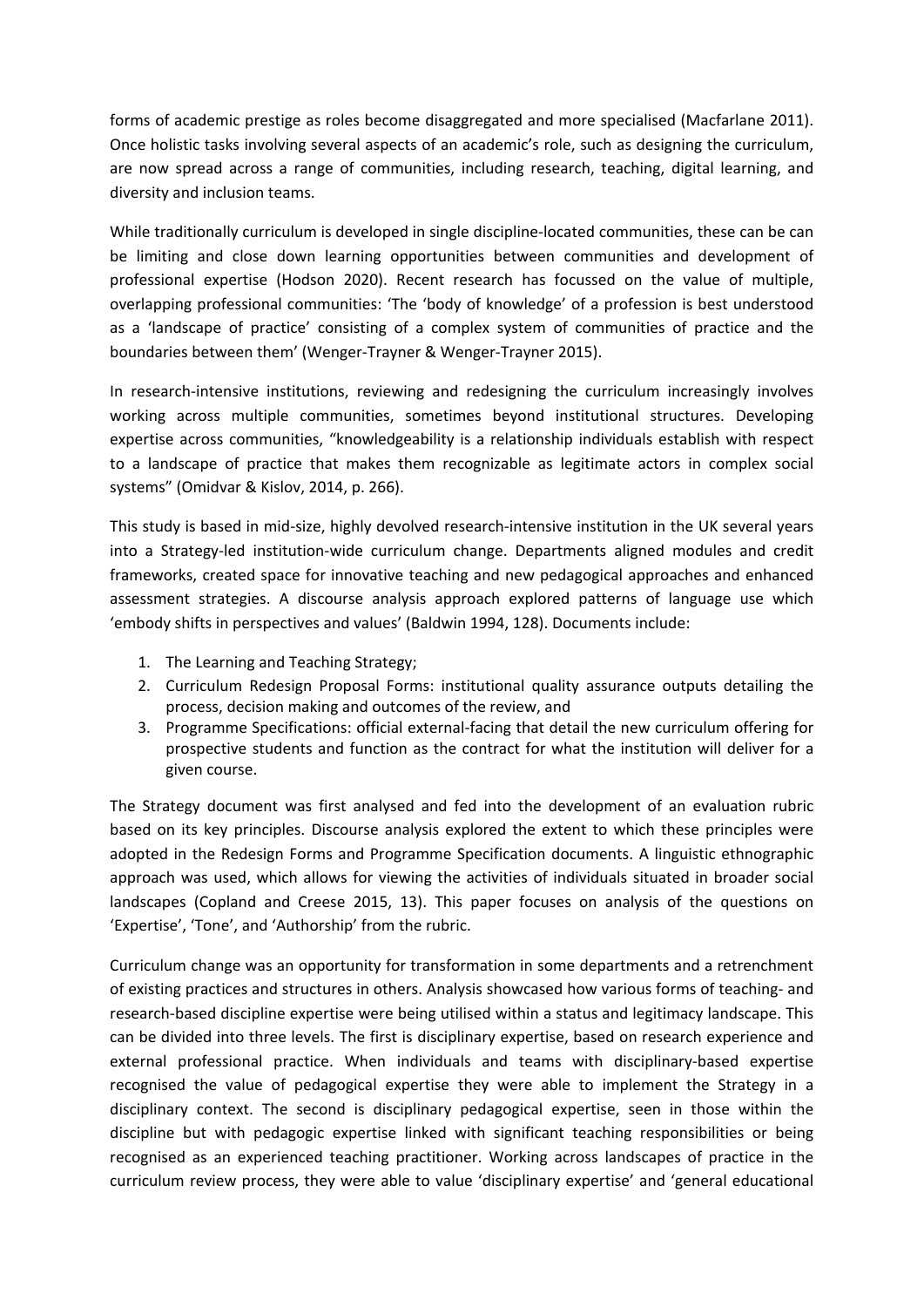forms of academic prestige as roles become disaggregated and more specialised (Macfarlane 2011). Once holistic tasks involving several aspects of an academic's role, such as designing the curriculum, are now spread across a range of communities, including research, teaching, digital learning, and diversity and inclusion teams.

While traditionally curriculum is developed in single discipline-located communities, these can be can be limiting and close down learning opportunities between communities and development of professional expertise (Hodson 2020). Recent research has focussed on the value of multiple, overlapping professional communities: 'The 'body of knowledge' of a profession is best understood as a 'landscape of practice' consisting of a complex system of communities of practice and the boundaries between them' (Wenger-Trayner & Wenger-Trayner 2015).

In research-intensive institutions, reviewing and redesigning the curriculum increasingly involves working across multiple communities, sometimes beyond institutional structures. Developing expertise across communities, "knowledgeability is a relationship individuals establish with respect to a landscape of practice that makes them recognizable as legitimate actors in complex social systems" (Omidvar & Kislov, 2014, p. 266).

This study is based in mid-size, highly devolved research-intensive institution in the UK several years into a Strategy-led institution-wide curriculum change. Departments aligned modules and credit frameworks, created space for innovative teaching and new pedagogical approaches and enhanced assessment strategies. A discourse analysis approach explored patterns of language use which 'embody shifts in perspectives and values' (Baldwin 1994, 128). Documents include:

1. The Learning and Teaching Strategy;
2. Curriculum Redesign Proposal Forms: institutional quality assurance outputs detailing the process, decision making and outcomes of the review, and
3. Programme Specifications: official external-facing that detail the new curriculum offering for prospective students and function as the contract for what the institution will deliver for a given course.

The Strategy document was first analysed and fed into the development of an evaluation rubric based on its key principles. Discourse analysis explored the extent to which these principles were adopted in the Redesign Forms and Programme Specification documents. A linguistic ethnographic approach was used, which allows for viewing the activities of individuals situated in broader social landscapes (Copland and Creese 2015, 13). This paper focuses on analysis of the questions on 'Expertise', 'Tone', and 'Authorship' from the rubric.

Curriculum change was an opportunity for transformation in some departments and a retrenchment of existing practices and structures in others. Analysis showcased how various forms of teaching- and research-based discipline expertise were being utilised within a status and legitimacy landscape. This can be divided into three levels. The first is disciplinary expertise, based on research experience and external professional practice. When individuals and teams with disciplinary-based expertise recognised the value of pedagogical expertise they were able to implement the Strategy in a disciplinary context. The second is disciplinary pedagogical expertise, seen in those within the discipline but with pedagogic expertise linked with significant teaching responsibilities or being recognised as an experienced teaching practitioner. Working across landscapes of practice in the curriculum review process, they were able to value 'disciplinary expertise' and 'general educational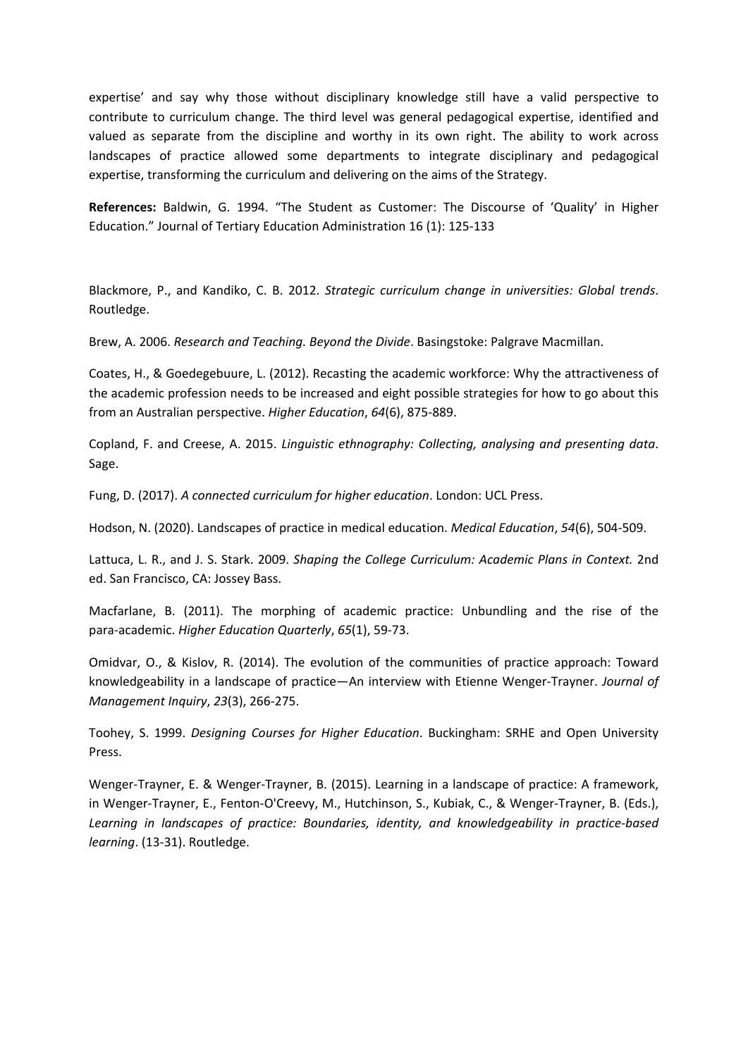expertise' and say why those without disciplinary knowledge still have a valid perspective to contribute to curriculum change. The third level was general pedagogical expertise, identified and valued as separate from the discipline and worthy in its own right. The ability to work across landscapes of practice allowed some departments to integrate disciplinary and pedagogical expertise, transforming the curriculum and delivering on the aims of the Strategy.

**References:** Baldwin, G. 1994. "The Student as Customer: The Discourse of 'Quality' in Higher Education." Journal of Tertiary Education Administration 16 (1): 125-133

Blackmore, P., and Kandiko, C. B. 2012. *Strategic curriculum change in universities: Global trends*. Routledge.

Brew, A. 2006. *Research and Teaching. Beyond the Divide*. Basingstoke: Palgrave Macmillan.

Coates, H., & Goedegebuure, L. (2012). Recasting the academic workforce: Why the attractiveness of the academic profession needs to be increased and eight possible strategies for how to go about this from an Australian perspective. *Higher Education*, *64*(6), 875-889.

Copland, F. and Creese, A. 2015. *Linguistic ethnography: Collecting, analysing and presenting data*. Sage.

Fung, D. (2017). *A connected curriculum for higher education*. London: UCL Press.

Hodson, N. (2020). Landscapes of practice in medical education. *Medical Education*, *54*(6), 504-509.

Lattuca, L. R., and J. S. Stark. 2009. *Shaping the College Curriculum: Academic Plans in Context.* 2nd ed. San Francisco, CA: Jossey Bass.

Macfarlane, B. (2011). The morphing of academic practice: Unbundling and the rise of the para-academic. *Higher Education Quarterly*, *65*(1), 59-73.

Omidvar, O., & Kislov, R. (2014). The evolution of the communities of practice approach: Toward knowledgeability in a landscape of practice—An interview with Etienne Wenger-Trayner. *Journal of Management Inquiry*, *23*(3), 266-275.

Toohey, S. 1999. *Designing Courses for Higher Education*. Buckingham: SRHE and Open University Press.

Wenger-Trayner, E. & Wenger-Trayner, B. (2015). Learning in a landscape of practice: A framework, in Wenger-Trayner, E., Fenton-O'Creevy, M., Hutchinson, S., Kubiak, C., & Wenger-Trayner, B. (Eds.), *Learning in landscapes of practice: Boundaries, identity, and knowledgeability in practice-based learning*. (13-31). Routledge.